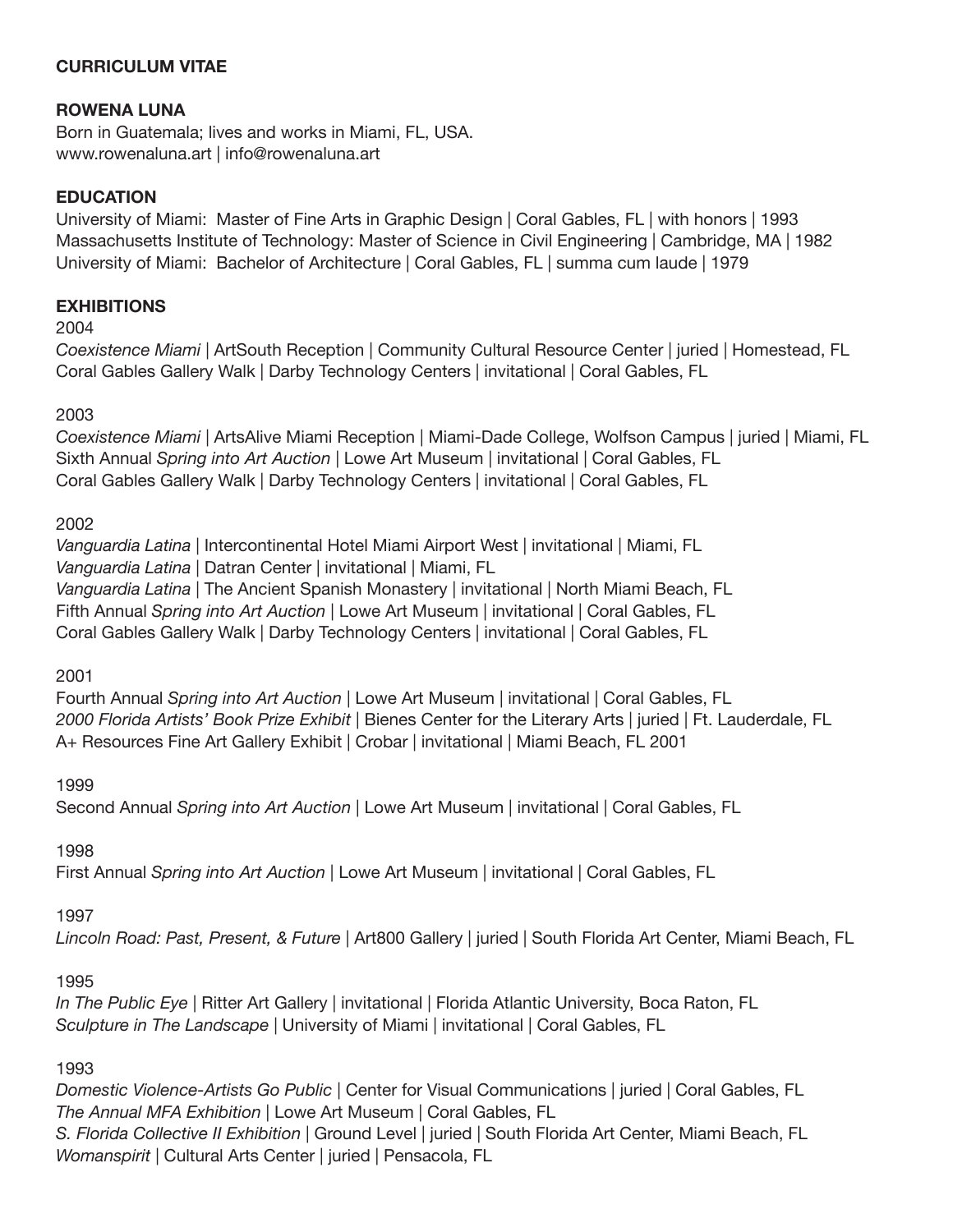**CURRICULUM VITAE**

**ROWENA LUNA**

Born in Guatemala; lives and works in Miami, FL, USA.
www.rowenaluna.art | info@rowenaluna.art

**EDUCATION**

University of Miami:  Master of Fine Arts in Graphic Design | Coral Gables, FL | with honors | 1993
Massachusetts Institute of Technology: Master of Science in Civil Engineering | Cambridge, MA | 1982
University of Miami:  Bachelor of Architecture | Coral Gables, FL | summa cum laude | 1979

**EXHIBITIONS**

2004

*Coexistence Miami* | ArtSouth Reception | Community Cultural Resource Center | juried | Homestead, FL
Coral Gables Gallery Walk | Darby Technology Centers | invitational | Coral Gables, FL

2003

*Coexistence Miami* | ArtsAlive Miami Reception | Miami-Dade College, Wolfson Campus | juried | Miami, FL
Sixth Annual *Spring into Art Auction* | Lowe Art Museum | invitational | Coral Gables, FL
Coral Gables Gallery Walk | Darby Technology Centers | invitational | Coral Gables, FL

2002

*Vanguardia Latina* | Intercontinental Hotel Miami Airport West | invitational | Miami, FL
*Vanguardia Latina* | Datran Center | invitational | Miami, FL
*Vanguardia Latina* | The Ancient Spanish Monastery | invitational | North Miami Beach, FL
Fifth Annual *Spring into Art Auction* | Lowe Art Museum | invitational | Coral Gables, FL
Coral Gables Gallery Walk | Darby Technology Centers | invitational | Coral Gables, FL

2001

Fourth Annual *Spring into Art Auction* | Lowe Art Museum | invitational | Coral Gables, FL
*2000 Florida Artists' Book Prize Exhibit* | Bienes Center for the Literary Arts | juried | Ft. Lauderdale, FL
A+ Resources Fine Art Gallery Exhibit | Crobar | invitational | Miami Beach, FL 2001

1999

Second Annual *Spring into Art Auction* | Lowe Art Museum | invitational | Coral Gables, FL

1998

First Annual *Spring into Art Auction* | Lowe Art Museum | invitational | Coral Gables, FL

1997

*Lincoln Road: Past, Present, & Future* | Art800 Gallery | juried | South Florida Art Center, Miami Beach, FL

1995

*In The Public Eye* | Ritter Art Gallery | invitational | Florida Atlantic University, Boca Raton, FL
*Sculpture in The Landscape* | University of Miami | invitational | Coral Gables, FL

1993

*Domestic Violence-Artists Go Public* | Center for Visual Communications | juried | Coral Gables, FL
*The Annual MFA Exhibition* | Lowe Art Museum | Coral Gables, FL
*S. Florida Collective II Exhibition* | Ground Level | juried | South Florida Art Center, Miami Beach, FL
*Womanspirit* | Cultural Arts Center | juried | Pensacola, FL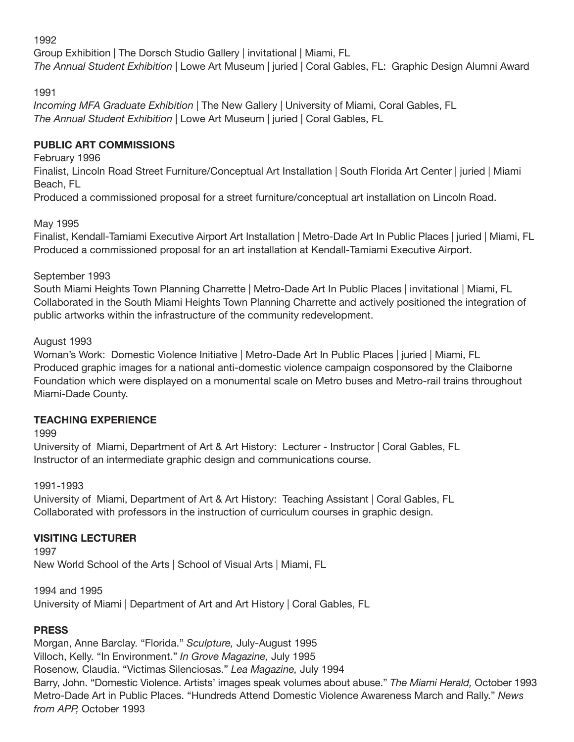1992

Group Exhibition | The Dorsch Studio Gallery | invitational | Miami, FL

*The Annual Student Exhibition* | Lowe Art Museum | juried | Coral Gables, FL: Graphic Design Alumni Award

1991

*Incoming MFA Graduate Exhibition* | The New Gallery | University of Miami, Coral Gables, FL

*The Annual Student Exhibition* | Lowe Art Museum | juried | Coral Gables, FL

**PUBLIC ART COMMISSIONS**

February 1996

Finalist, Lincoln Road Street Furniture/Conceptual Art Installation | South Florida Art Center | juried | Miami Beach, FL

Produced a commissioned proposal for a street furniture/conceptual art installation on Lincoln Road.

May 1995

Finalist, Kendall-Tamiami Executive Airport Art Installation | Metro-Dade Art In Public Places | juried | Miami, FL

Produced a commissioned proposal for an art installation at Kendall-Tamiami Executive Airport.

September 1993

South Miami Heights Town Planning Charrette | Metro-Dade Art In Public Places | invitational | Miami, FL

Collaborated in the South Miami Heights Town Planning Charrette and actively positioned the integration of public artworks within the infrastructure of the community redevelopment.

August 1993

Woman's Work: Domestic Violence Initiative | Metro-Dade Art In Public Places | juried | Miami, FL

Produced graphic images for a national anti-domestic violence campaign cosponsored by the Claiborne Foundation which were displayed on a monumental scale on Metro buses and Metro-rail trains throughout Miami-Dade County.

**TEACHING EXPERIENCE**

1999

University of Miami, Department of Art & Art History: Lecturer - Instructor | Coral Gables, FL

Instructor of an intermediate graphic design and communications course.

1991-1993

University of Miami, Department of Art & Art History: Teaching Assistant | Coral Gables, FL

Collaborated with professors in the instruction of curriculum courses in graphic design.

**VISITING LECTURER**

1997

New World School of the Arts | School of Visual Arts | Miami, FL

1994 and 1995

University of Miami | Department of Art and Art History | Coral Gables, FL

**PRESS**

Morgan, Anne Barclay. "Florida." *Sculpture,* July-August 1995

Villoch, Kelly. "In Environment." *In Grove Magazine,* July 1995

Rosenow, Claudia. "Victimas Silenciosas." *Lea Magazine,* July 1994

Barry, John. "Domestic Violence. Artists' images speak volumes about abuse." *The Miami Herald,* October 1993

Metro-Dade Art in Public Places. "Hundreds Attend Domestic Violence Awareness March and Rally." *News from APP,* October 1993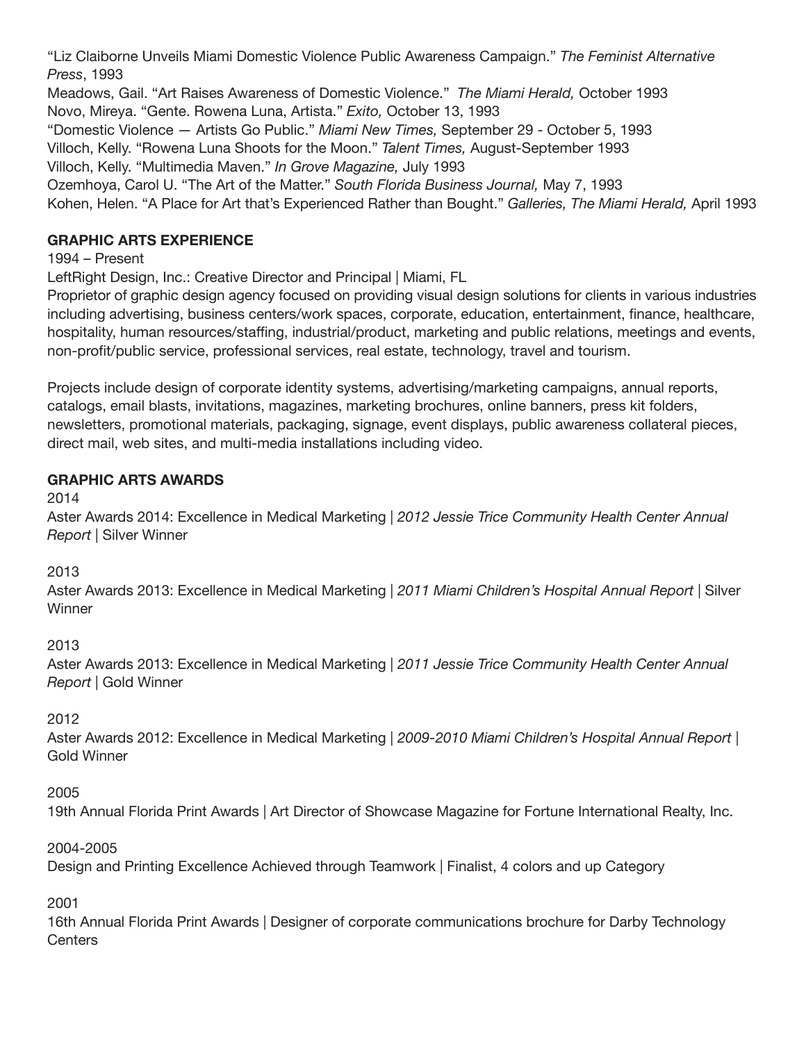"Liz Claiborne Unveils Miami Domestic Violence Public Awareness Campaign." *The Feminist Alternative Press*, 1993
Meadows, Gail. "Art Raises Awareness of Domestic Violence." *The Miami Herald,* October 1993
Novo, Mireya. "Gente. Rowena Luna, Artista." *Exito,* October 13, 1993
"Domestic Violence — Artists Go Public." *Miami New Times,* September 29 - October 5, 1993
Villoch, Kelly. "Rowena Luna Shoots for the Moon." *Talent Times,* August-September 1993
Villoch, Kelly. "Multimedia Maven." *In Grove Magazine,* July 1993
Ozemhoya, Carol U. "The Art of the Matter." *South Florida Business Journal,* May 7, 1993
Kohen, Helen. "A Place for Art that's Experienced Rather than Bought." *Galleries, The Miami Herald,* April 1993

**GRAPHIC ARTS EXPERIENCE**

1994 – Present
LeftRight Design, Inc.: Creative Director and Principal | Miami, FL
Proprietor of graphic design agency focused on providing visual design solutions for clients in various industries including advertising, business centers/work spaces, corporate, education, entertainment, finance, healthcare, hospitality, human resources/staffing, industrial/product, marketing and public relations, meetings and events, non-profit/public service, professional services, real estate, technology, travel and tourism.

Projects include design of corporate identity systems, advertising/marketing campaigns, annual reports, catalogs, email blasts, invitations, magazines, marketing brochures, online banners, press kit folders, newsletters, promotional materials, packaging, signage, event displays, public awareness collateral pieces, direct mail, web sites, and multi-media installations including video.

**GRAPHIC ARTS AWARDS**

2014
Aster Awards 2014: Excellence in Medical Marketing | *2012 Jessie Trice Community Health Center Annual Report* | Silver Winner

2013
Aster Awards 2013: Excellence in Medical Marketing | *2011 Miami Children's Hospital Annual Report* | Silver Winner

2013
Aster Awards 2013: Excellence in Medical Marketing | *2011 Jessie Trice Community Health Center Annual Report* | Gold Winner

2012
Aster Awards 2012: Excellence in Medical Marketing | *2009-2010 Miami Children's Hospital Annual Report* | Gold Winner

2005
19th Annual Florida Print Awards | Art Director of Showcase Magazine for Fortune International Realty, Inc.

2004-2005
Design and Printing Excellence Achieved through Teamwork | Finalist, 4 colors and up Category

2001
16th Annual Florida Print Awards | Designer of corporate communications brochure for Darby Technology Centers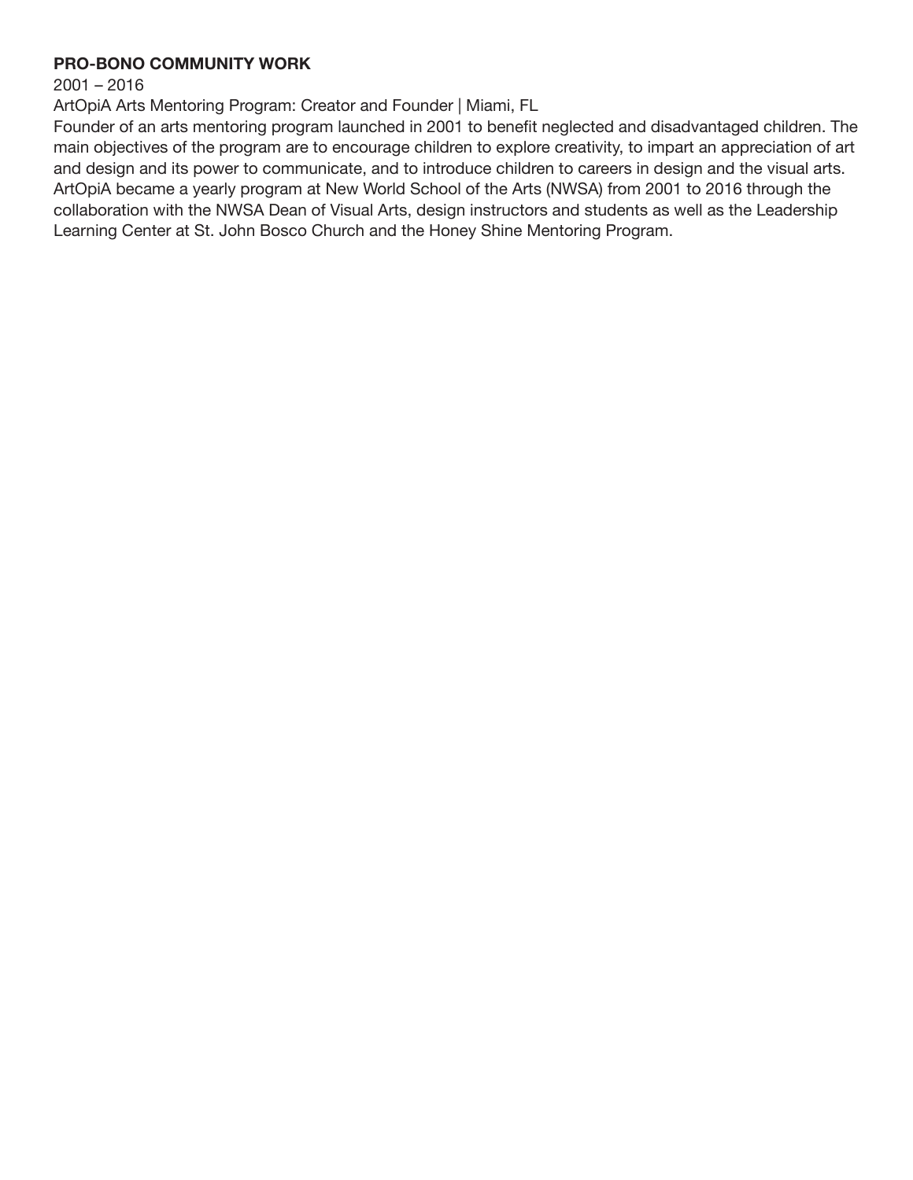**PRO-BONO COMMUNITY WORK**

2001 – 2016

ArtOpiA Arts Mentoring Program: Creator and Founder | Miami, FL

Founder of an arts mentoring program launched in 2001 to benefit neglected and disadvantaged children. The main objectives of the program are to encourage children to explore creativity, to impart an appreciation of art and design and its power to communicate, and to introduce children to careers in design and the visual arts. ArtOpiA became a yearly program at New World School of the Arts (NWSA) from 2001 to 2016 through the collaboration with the NWSA Dean of Visual Arts, design instructors and students as well as the Leadership Learning Center at St. John Bosco Church and the Honey Shine Mentoring Program.